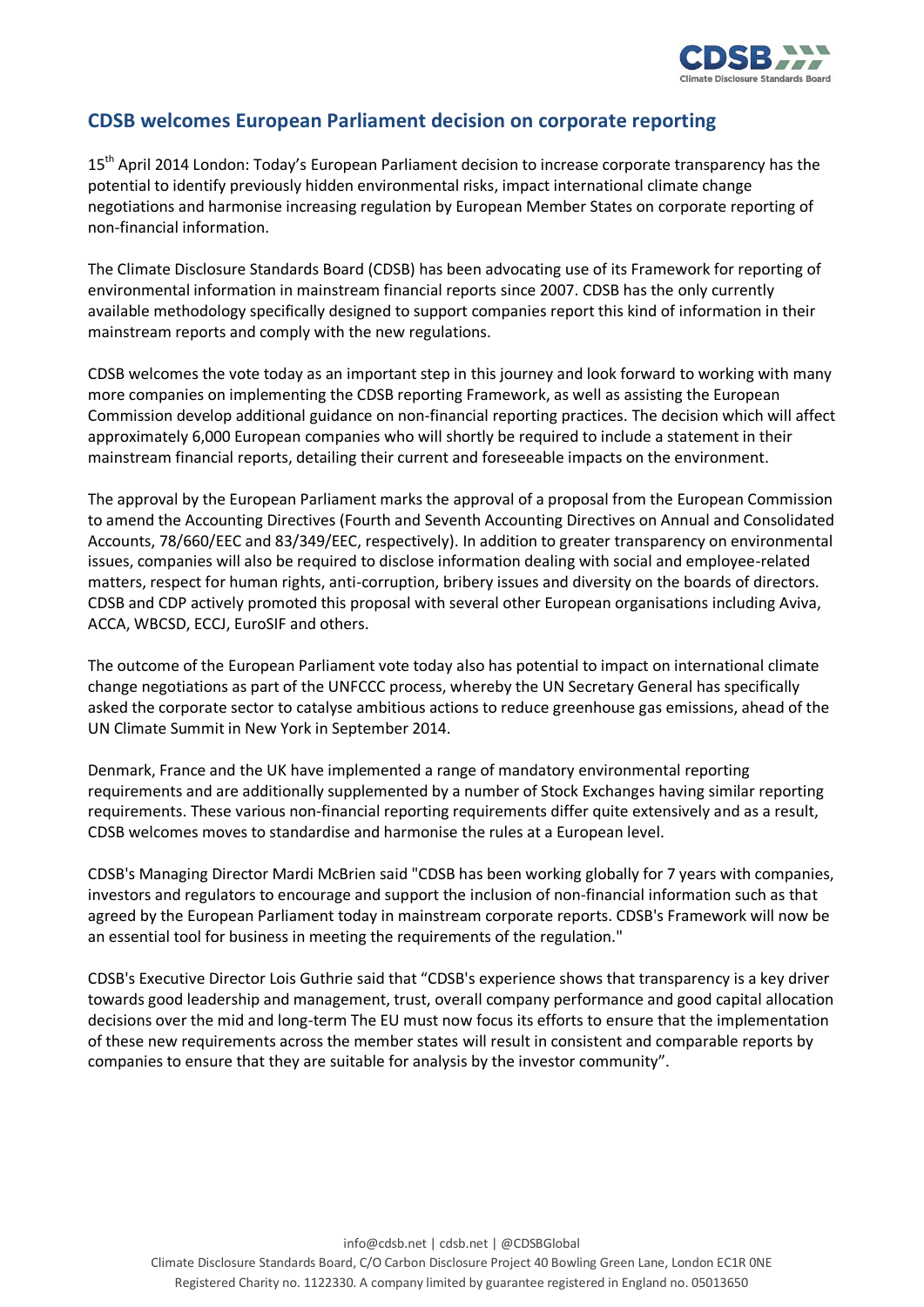## CDSB welcomes European Parliament decision on corporate reporting

15th April 2014 London: Today's European Parliament decision to increase corporate transparency has the potential to identify previously hidden environmental risks, impact international climate change negotiations and harmonise increasing regulation by European Member States on corporate reporting of non-financial information.

The Climate Disclosure Standards Board (CDSB) has been advocating use of its Framework for reporting of environmental information in mainstream financial reports since 2007. CDSB has the only currently available methodology specifically designed to support companies report this kind of information in their mainstream reports and comply with the new regulations.

CDSB welcomes the vote today as an important step in this journey and look forward to working with many more companies on implementing the CDSB reporting Framework, as well as assisting the European Commission develop additional guidance on non-financial reporting practices. The decision which will affect approximately 6,000 European companies who will shortly be required to include a statement in their mainstream financial reports, detailing their current and foreseeable impacts on the environment.

The approval by the European Parliament marks the approval of a proposal from the European Commission to amend the Accounting Directives (Fourth and Seventh Accounting Directives on Annual and Consolidated Accounts, 78/660/EEC and 83/349/EEC, respectively). In addition to greater transparency on environmental issues, companies will also be required to disclose information dealing with social and employee-related matters, respect for human rights, anti-corruption, bribery issues and diversity on the boards of directors. CDSB and CDP actively promoted this proposal with several other European organisations including Aviva, ACCA, WBCSD, ECCJ, EuroSIF and others.

The outcome of the European Parliament vote today also has potential to impact on international climate change negotiations as part of the UNFCCC process, whereby the UN Secretary General has specifically asked the corporate sector to catalyse ambitious actions to reduce greenhouse gas emissions, ahead of the UN Climate Summit in New York in September 2014.

Denmark, France and the UK have implemented a range of mandatory environmental reporting requirements and are additionally supplemented by a number of Stock Exchanges having similar reporting requirements. These various non-financial reporting requirements differ quite extensively and as a result, CDSB welcomes moves to standardise and harmonise the rules at a European level.

CDSB's Managing Director Mardi McBrien said "CDSB has been working globally for 7 years with companies, investors and regulators to encourage and support the inclusion of non-financial information such as that agreed by the European Parliament today in mainstream corporate reports. CDSB's Framework will now be an essential tool for business in meeting the requirements of the regulation."

CDSB's Executive Director Lois Guthrie said that "CDSB's experience shows that transparency is a key driver towards good leadership and management, trust, overall company performance and good capital allocation decisions over the mid and long-term The EU must now focus its efforts to ensure that the implementation of these new requirements across the member states will result in consistent and comparable reports by companies to ensure that they are suitable for analysis by the investor community".

info@cdsb.net | cdsb.net | @CDSBGlobal

Climate Disclosure Standards Board, C/O Carbon Disclosure Project 40 Bowling Green Lane, London EC1R 0NE

Registered Charity no. 1122330. A company limited by guarantee registered in England no. 05013650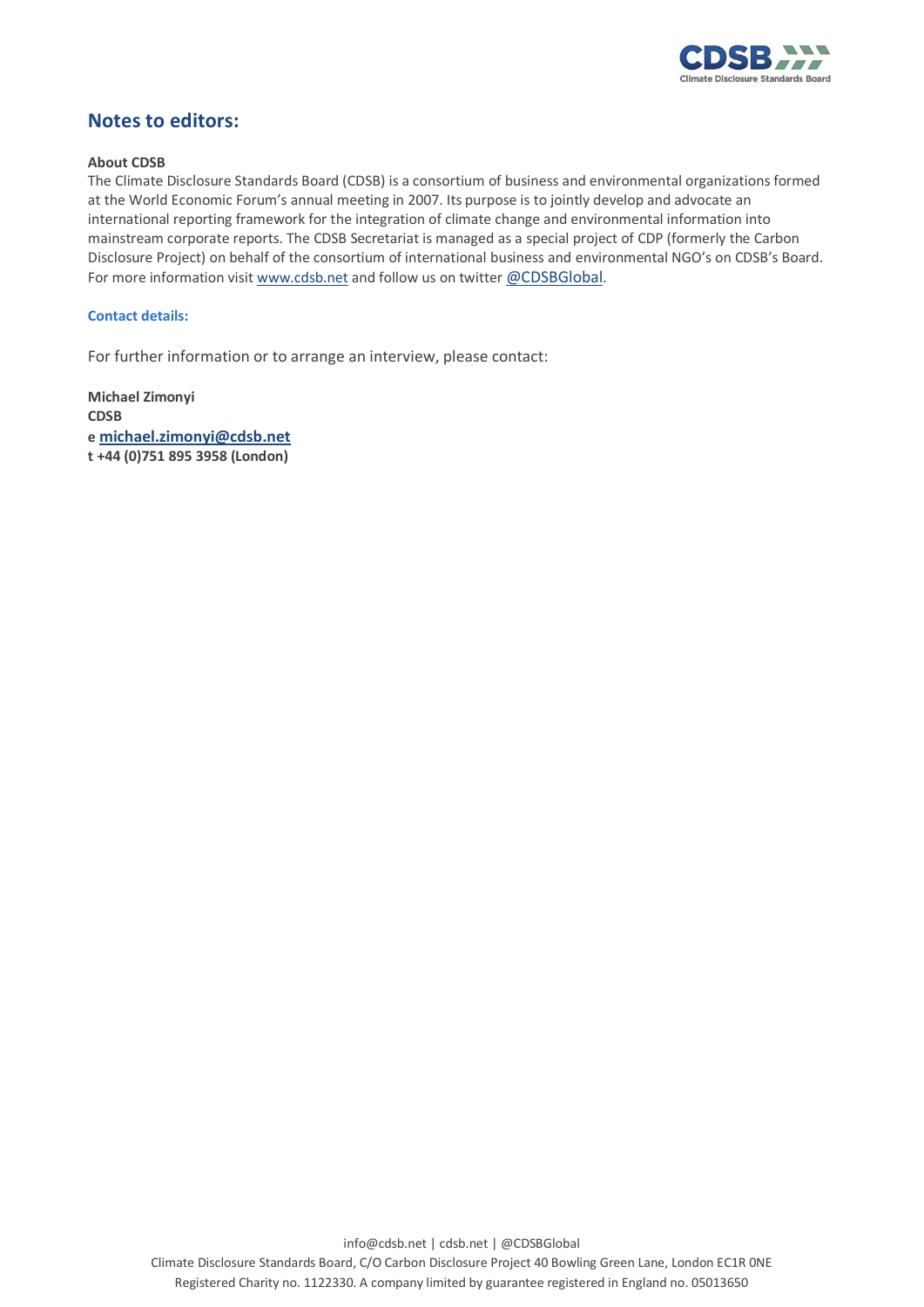## Notes to editors:

**About CDSB**

The Climate Disclosure Standards Board (CDSB) is a consortium of business and environmental organizations formed at the World Economic Forum's annual meeting in 2007. Its purpose is to jointly develop and advocate an international reporting framework for the integration of climate change and environmental information into mainstream corporate reports. The CDSB Secretariat is managed as a special project of CDP (formerly the Carbon Disclosure Project) on behalf of the consortium of international business and environmental NGO's on CDSB's Board. For more information visit www.cdsb.net and follow us on twitter @CDSBGlobal.

### Contact details:

For further information or to arrange an interview, please contact:

**Michael Zimonyi**
**CDSB**
**e michael.zimonyi@cdsb.net**
**t +44 (0)751 895 3958 (London)**